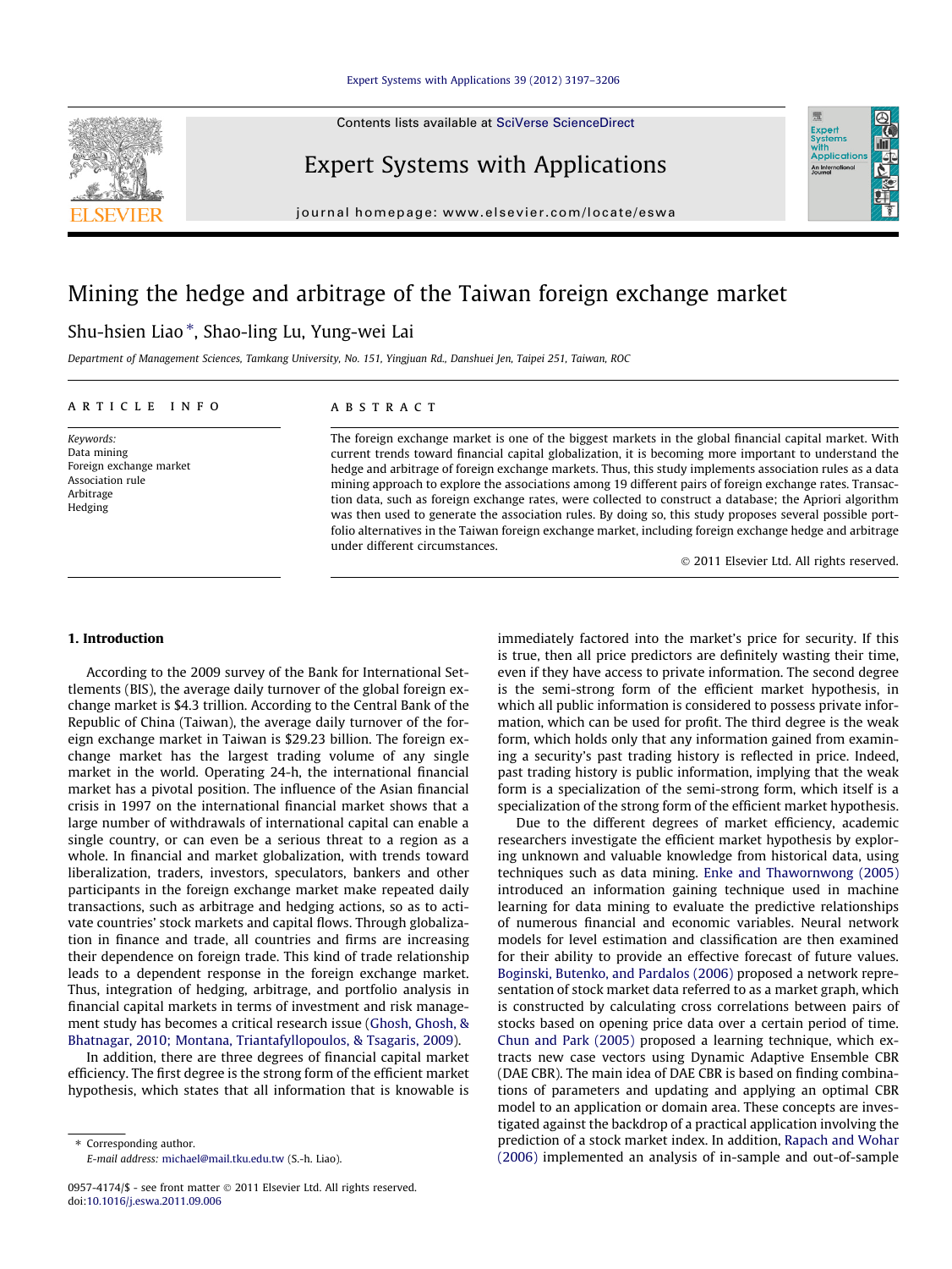# Mining the hedge and arbitrage of the Taiwan foreign exchange market

Shu-hsien Liao *, Shao-ling Lu, Yung-wei Lai

*Department of Management Sciences, Tamkang University, No. 151, Yingjuan Rd., Danshuei Jen, Taipei 251, Taiwan, ROC*

**ARTICLE INFO**

*Keywords:*
Data mining
Foreign exchange market
Association rule
Arbitrage
Hedging

**ABSTRACT**

The foreign exchange market is one of the biggest markets in the global financial capital market. With current trends toward financial capital globalization, it is becoming more important to understand the hedge and arbitrage of foreign exchange markets. Thus, this study implements association rules as a data mining approach to explore the associations among 19 different pairs of foreign exchange rates. Transaction data, such as foreign exchange rates, were collected to construct a database; the Apriori algorithm was then used to generate the association rules. By doing so, this study proposes several possible portfolio alternatives in the Taiwan foreign exchange market, including foreign exchange hedge and arbitrage under different circumstances.

© 2011 Elsevier Ltd. All rights reserved.

## 1. Introduction

According to the 2009 survey of the Bank for International Settlements (BIS), the average daily turnover of the global foreign exchange market is $4.3 trillion. According to the Central Bank of the Republic of China (Taiwan), the average daily turnover of the foreign exchange market in Taiwan is $29.23 billion. The foreign exchange market has the largest trading volume of any single market in the world. Operating 24-h, the international financial market has a pivotal position. The influence of the Asian financial crisis in 1997 on the international financial market shows that a large number of withdrawals of international capital can enable a single country, or can even be a serious threat to a region as a whole. In financial and market globalization, with trends toward liberalization, traders, investors, speculators, bankers and other participants in the foreign exchange market make repeated daily transactions, such as arbitrage and hedging actions, so as to activate countries' stock markets and capital flows. Through globalization in finance and trade, all countries and firms are increasing their dependence on foreign trade. This kind of trade relationship leads to a dependent response in the foreign exchange market. Thus, integration of hedging, arbitrage, and portfolio analysis in financial capital markets in terms of investment and risk management study has becomes a critical research issue (Ghosh, Ghosh, & Bhatnagar, 2010; Montana, Triantafyllopoulos, & Tsagaris, 2009).

In addition, there are three degrees of financial capital market efficiency. The first degree is the strong form of the efficient market hypothesis, which states that all information that is knowable is immediately factored into the market's price for security. If this is true, then all price predictors are definitely wasting their time, even if they have access to private information. The second degree is the semi-strong form of the efficient market hypothesis, in which all public information is considered to possess private information, which can be used for profit. The third degree is the weak form, which holds only that any information gained from examining a security's past trading history is reflected in price. Indeed, past trading history is public information, implying that the weak form is a specialization of the semi-strong form, which itself is a specialization of the strong form of the efficient market hypothesis.

Due to the different degrees of market efficiency, academic researchers investigate the efficient market hypothesis by exploring unknown and valuable knowledge from historical data, using techniques such as data mining. Enke and Thawornwong (2005) introduced an information gaining technique used in machine learning for data mining to evaluate the predictive relationships of numerous financial and economic variables. Neural network models for level estimation and classification are then examined for their ability to provide an effective forecast of future values. Boginski, Butenko, and Pardalos (2006) proposed a network representation of stock market data referred to as a market graph, which is constructed by calculating cross correlations between pairs of stocks based on opening price data over a certain period of time. Chun and Park (2005) proposed a learning technique, which extracts new case vectors using Dynamic Adaptive Ensemble CBR (DAE CBR). The main idea of DAE CBR is based on finding combinations of parameters and updating and applying an optimal CBR model to an application or domain area. These concepts are investigated against the backdrop of a practical application involving the prediction of a stock market index. In addition, Rapach and Wohar (2006) implemented an analysis of in-sample and out-of-sample

\* Corresponding author.
E-mail address: michael@mail.tku.edu.tw (S.-h. Liao).

0957-4174/$ - see front matter © 2011 Elsevier Ltd. All rights reserved.
doi:10.1016/j.eswa.2011.09.006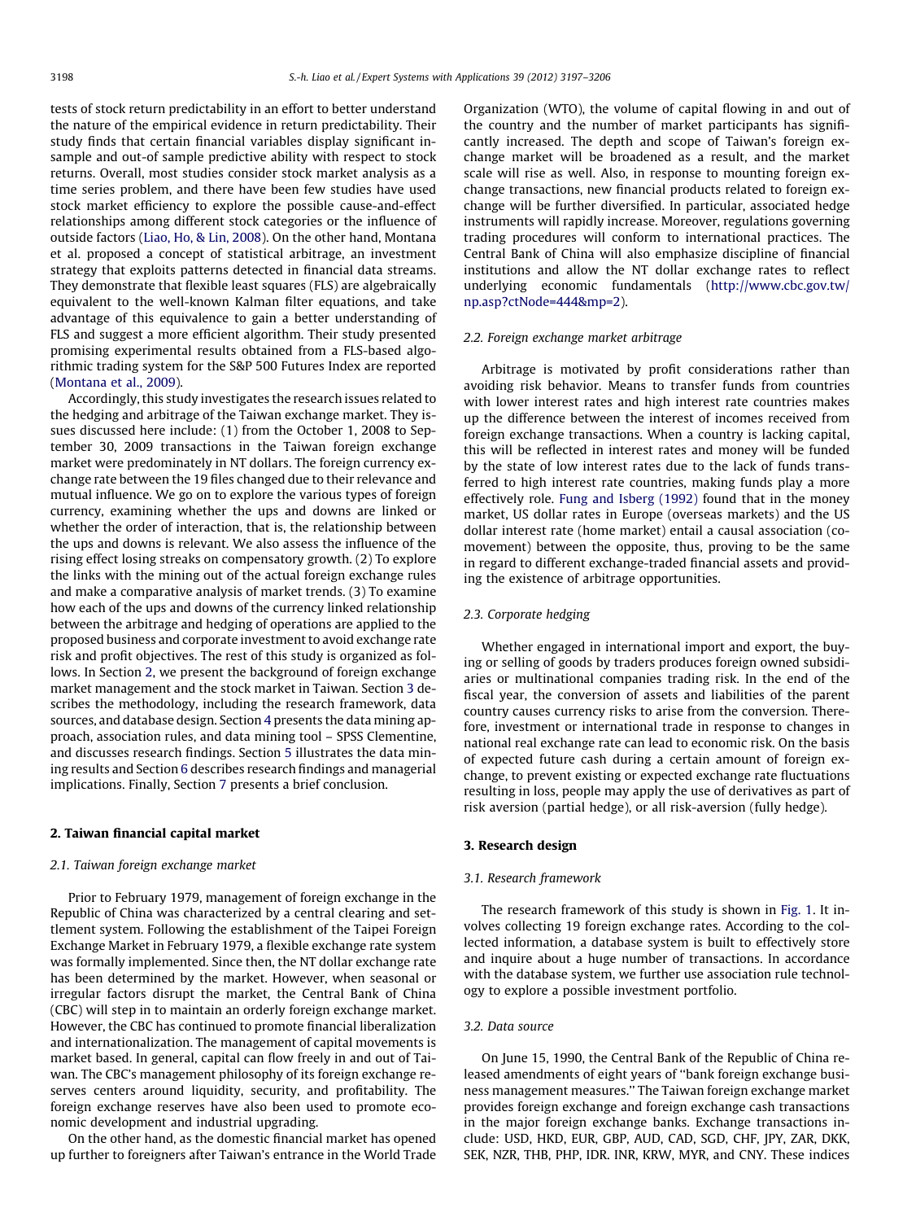tests of stock return predictability in an effort to better understand the nature of the empirical evidence in return predictability. Their study finds that certain financial variables display significant in-sample and out-of sample predictive ability with respect to stock returns. Overall, most studies consider stock market analysis as a time series problem, and there have been few studies have used stock market efficiency to explore the possible cause-and-effect relationships among different stock categories or the influence of outside factors (Liao, Ho, & Lin, 2008). On the other hand, Montana et al. proposed a concept of statistical arbitrage, an investment strategy that exploits patterns detected in financial data streams. They demonstrate that flexible least squares (FLS) are algebraically equivalent to the well-known Kalman filter equations, and take advantage of this equivalence to gain a better understanding of FLS and suggest a more efficient algorithm. Their study presented promising experimental results obtained from a FLS-based algorithmic trading system for the S&P 500 Futures Index are reported (Montana et al., 2009).

Accordingly, this study investigates the research issues related to the hedging and arbitrage of the Taiwan exchange market. They issues discussed here include: (1) from the October 1, 2008 to September 30, 2009 transactions in the Taiwan foreign exchange market were predominately in NT dollars. The foreign currency exchange rate between the 19 files changed due to their relevance and mutual influence. We go on to explore the various types of foreign currency, examining whether the ups and downs are linked or whether the order of interaction, that is, the relationship between the ups and downs is relevant. We also assess the influence of the rising effect losing streaks on compensatory growth. (2) To explore the links with the mining out of the actual foreign exchange rules and make a comparative analysis of market trends. (3) To examine how each of the ups and downs of the currency linked relationship between the arbitrage and hedging of operations are applied to the proposed business and corporate investment to avoid exchange rate risk and profit objectives. The rest of this study is organized as follows. In Section 2, we present the background of foreign exchange market management and the stock market in Taiwan. Section 3 describes the methodology, including the research framework, data sources, and database design. Section 4 presents the data mining approach, association rules, and data mining tool – SPSS Clementine, and discusses research findings. Section 5 illustrates the data mining results and Section 6 describes research findings and managerial implications. Finally, Section 7 presents a brief conclusion.

## 2. Taiwan financial capital market

### 2.1. Taiwan foreign exchange market

Prior to February 1979, management of foreign exchange in the Republic of China was characterized by a central clearing and settlement system. Following the establishment of the Taipei Foreign Exchange Market in February 1979, a flexible exchange rate system was formally implemented. Since then, the NT dollar exchange rate has been determined by the market. However, when seasonal or irregular factors disrupt the market, the Central Bank of China (CBC) will step in to maintain an orderly foreign exchange market. However, the CBC has continued to promote financial liberalization and internationalization. The management of capital movements is market based. In general, capital can flow freely in and out of Taiwan. The CBC's management philosophy of its foreign exchange reserves centers around liquidity, security, and profitability. The foreign exchange reserves have also been used to promote economic development and industrial upgrading.

On the other hand, as the domestic financial market has opened up further to foreigners after Taiwan's entrance in the World Trade Organization (WTO), the volume of capital flowing in and out of the country and the number of market participants has significantly increased. The depth and scope of Taiwan's foreign exchange market will be broadened as a result, and the market scale will rise as well. Also, in response to mounting foreign exchange transactions, new financial products related to foreign exchange will be further diversified. In particular, associated hedge instruments will rapidly increase. Moreover, regulations governing trading procedures will conform to international practices. The Central Bank of China will also emphasize discipline of financial institutions and allow the NT dollar exchange rates to reflect underlying economic fundamentals (http://www.cbc.gov.tw/np.asp?ctNode=444&mp=2).

### 2.2. Foreign exchange market arbitrage

Arbitrage is motivated by profit considerations rather than avoiding risk behavior. Means to transfer funds from countries with lower interest rates and high interest rate countries makes up the difference between the interest of incomes received from foreign exchange transactions. When a country is lacking capital, this will be reflected in interest rates and money will be funded by the state of low interest rates due to the lack of funds transferred to high interest rate countries, making funds play a more effectively role. Fung and Isberg (1992) found that in the money market, US dollar rates in Europe (overseas markets) and the US dollar interest rate (home market) entail a causal association (co-movement) between the opposite, thus, proving to be the same in regard to different exchange-traded financial assets and providing the existence of arbitrage opportunities.

### 2.3. Corporate hedging

Whether engaged in international import and export, the buying or selling of goods by traders produces foreign owned subsidiaries or multinational companies trading risk. In the end of the fiscal year, the conversion of assets and liabilities of the parent country causes currency risks to arise from the conversion. Therefore, investment or international trade in response to changes in national real exchange rate can lead to economic risk. On the basis of expected future cash during a certain amount of foreign exchange, to prevent existing or expected exchange rate fluctuations resulting in loss, people may apply the use of derivatives as part of risk aversion (partial hedge), or all risk-aversion (fully hedge).

## 3. Research design

### 3.1. Research framework

The research framework of this study is shown in Fig. 1. It involves collecting 19 foreign exchange rates. According to the collected information, a database system is built to effectively store and inquire about a huge number of transactions. In accordance with the database system, we further use association rule technology to explore a possible investment portfolio.

### 3.2. Data source

On June 15, 1990, the Central Bank of the Republic of China released amendments of eight years of "bank foreign exchange business management measures." The Taiwan foreign exchange market provides foreign exchange and foreign exchange cash transactions in the major foreign exchange banks. Exchange transactions include: USD, HKD, EUR, GBP, AUD, CAD, SGD, CHF, JPY, ZAR, DKK, SEK, NZR, THB, PHP, IDR. INR, KRW, MYR, and CNY. These indices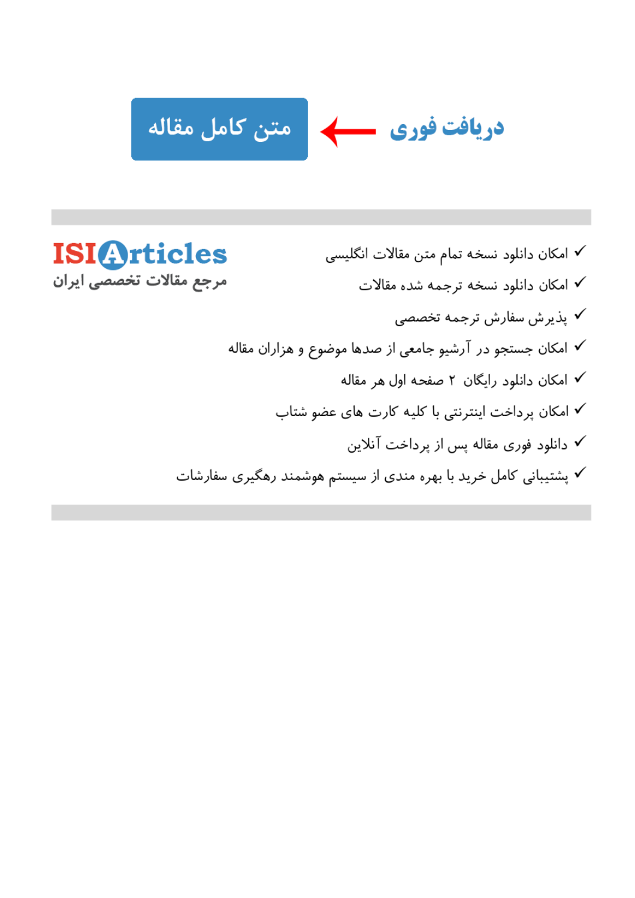دریافت فوری ← متن کامل مقاله

**ISIArticles**
مرجع مقالات تخصصی ایران

- ✓ امکان دانلود نسخه تمام متن مقالات انگلیسی
- ✓ امکان دانلود نسخه ترجمه شده مقالات
- ✓ پذیرش سفارش ترجمه تخصصی
- ✓ امکان جستجو در آرشیو جامعی از صدها موضوع و هزاران مقاله
- ✓ امکان دانلود رایگان ۲ صفحه اول هر مقاله
- ✓ امکان پرداخت اینترنتی با کلیه کارت های عضو شتاب
- ✓ دانلود فوری مقاله پس از پرداخت آنلاین
- ✓ پشتیبانی کامل خرید با بهره مندی از سیستم هوشمند رهگیری سفارشات